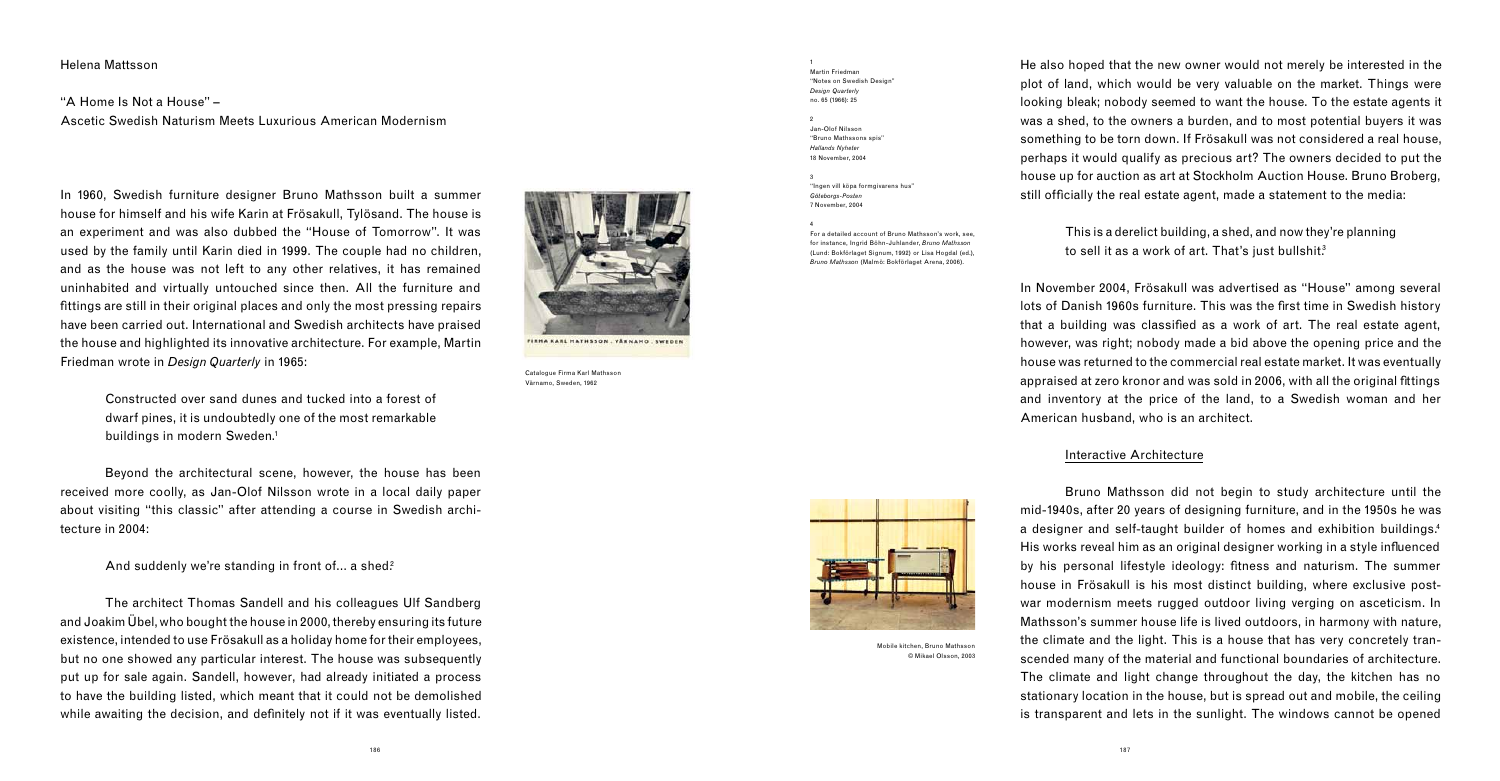Helena Mattsson

# "A Home Is Not a House" – Ascetic Swedish Naturism Meets Luxurious American Modernism

In 1960, Swedish furniture designer Bruno Mathsson built a summer house for himself and his wife Karin at Frösakull, Tylösand. The house is an experiment and was also dubbed the "House of Tomorrow". It was used by the family until Karin died in 1999. The couple had no children, and as the house was not left to any other relatives, it has remained uninhabited and virtually untouched since then. All the furniture and fittings are still in their original places and only the most pressing repairs have been carried out. International and Swedish architects have praised the house and highlighted its innovative architecture. For example, Martin Friedman wrote in *Design Quarterly* in 1965:

> Constructed over sand dunes and tucked into a forest of dwarf pines, it is undoubtedly one of the most remarkable buildings in modern Sweden.[1]

Beyond the architectural scene, however, the house has been received more coolly, as Jan-Olof Nilsson wrote in a local daily paper about visiting "this classic" after attending a course in Swedish architecture in 2004:

> And suddenly we're standing in front of... a shed.[2]

The architect Thomas Sandell and his colleagues Ulf Sandberg and Joakim Übel, who bought the house in 2000, thereby ensuring its future existence, intended to use Frösakull as a holiday home for their employees, but no one showed any particular interest. The house was subsequently put up for sale again. Sandell, however, had already initiated a process to have the building listed, which meant that it could not be demolished while awaiting the decision, and definitely not if it was eventually listed.

Catalogue Firma Karl Mathsson Värnamo, Sweden, 1962

Mobile kitchen, Bruno Mathsson © Mikael Olsson, 2003

He also hoped that the new owner would not merely be interested in the plot of land, which would be very valuable on the market. Things were looking bleak; nobody seemed to want the house. To the estate agents it was a shed, to the owners a burden, and to most potential buyers it was something to be torn down. If Frösakull was not considered a real house, perhaps it would qualify as precious art? The owners decided to put the house up for auction as art at Stockholm Auction House. Bruno Broberg, still officially the real estate agent, made a statement to the media:

> This is a derelict building, a shed, and now they're planning to sell it as a work of art. That's just bullshit.[3]

In November 2004, Frösakull was advertised as "House" among several lots of Danish 1960s furniture. This was the first time in Swedish history that a building was classified as a work of art. The real estate agent, however, was right; nobody made a bid above the opening price and the house was returned to the commercial real estate market. It was eventually appraised at zero kronor and was sold in 2006, with all the original fittings and inventory at the price of the land, to a Swedish woman and her American husband, who is an architect.

## Interactive Architecture

Bruno Mathsson did not begin to study architecture until the mid-1940s, after 20 years of designing furniture, and in the 1950s he was a designer and self-taught builder of homes and exhibition buildings.[4] His works reveal him as an original designer working in a style influenced by his personal lifestyle ideology: fitness and naturism. The summer house in Frösakull is his most distinct building, where exclusive post-war modernism meets rugged outdoor living verging on asceticism. In Mathsson's summer house life is lived outdoors, in harmony with nature, the climate and the light. This is a house that has very concretely transcended many of the material and functional boundaries of architecture. The climate and light change throughout the day, the kitchen has no stationary location in the house, but is spread out and mobile, the ceiling is transparent and lets in the sunlight. The windows cannot be opened

---

1 Martin Friedman "Notes on Swedish Design" *Design Quarterly* no. 65 (1966): 25

2 Jan-Olof Nilsson "Bruno Mathssons epix" *Hallands Nyheter* 18 November, 2004

3 "Ingen vill köpa formgivarens hus" *Göteborgs-Posten* 7 November, 2004

4 For a detailed account of Bruno Mathsson's work, see, for instance, Ingrid Böhn-Juhlander, *Bruno Mathsson* (Lund: Bokförlaget Signum, 1992) or Lisa Hogdal (ed.), *Bruno Mathsson* (Malmö: Bokförlaget Arena, 2006).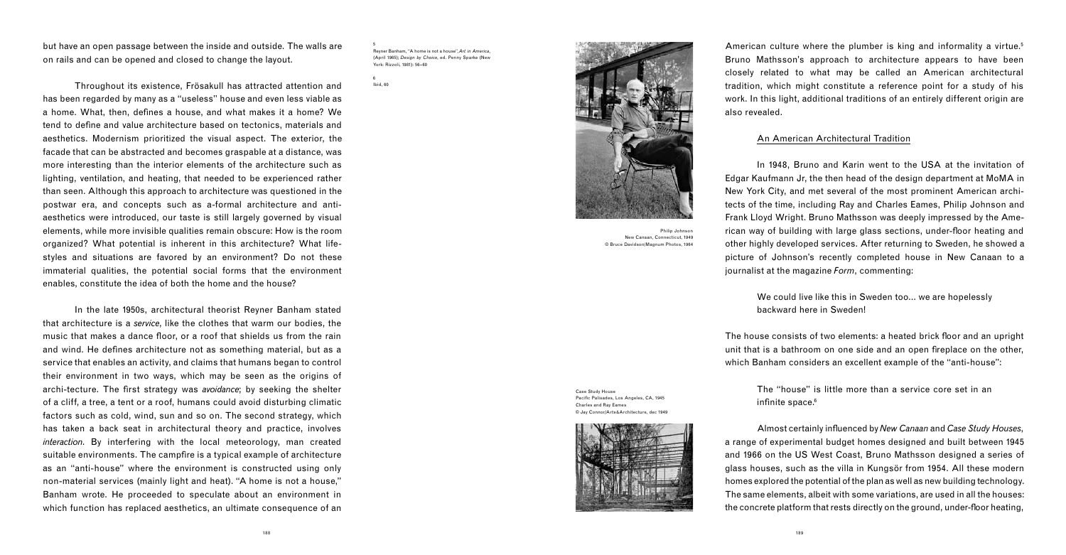but have an open passage between the inside and outside. The walls are on rails and can be opened and closed to change the layout.

Throughout its existence, Frösakull has attracted attention and has been regarded by many as a "useless" house and even less viable as a home. What, then, defines a house, and what makes it a home? We tend to define and value architecture based on tectonics, materials and aesthetics. Modernism prioritized the visual aspect. The exterior, the facade that can be abstracted and becomes graspable at a distance, was more interesting than the interior elements of the architecture such as lighting, ventilation, and heating, that needed to be experienced rather than seen. Although this approach to architecture was questioned in the postwar era, and concepts such as a-formal architecture and anti-aesthetics were introduced, our taste is still largely governed by visual elements, while more invisible qualities remain obscure: How is the room organized? What potential is inherent in this architecture? What lifestyles and situations are favored by an environment? Do not these immaterial qualities, the potential social forms that the environment enables, constitute the idea of both the home and the house?

In the late 1950s, architectural theorist Reyner Banham stated that architecture is a *service*, like the clothes that warm our bodies, the music that makes a dance floor, or a roof that shields us from the rain and wind. He defines architecture not as something material, but as a service that enables an activity, and claims that humans began to control their environment in two ways, which may be seen as the origins of archi-tecture. The first strategy was *avoidance*; by seeking the shelter of a cliff, a tree, a tent or a roof, humans could avoid disturbing climatic factors such as cold, wind, sun and so on. The second strategy, which has taken a back seat in architectural theory and practice, involves *interaction*. By interfering with the local meteorology, man created suitable environments. The campfire is a typical example of architecture as an "anti-house" where the environment is constructed using only non-material services (mainly light and heat). "A home is not a house," Banham wrote. He proceeded to speculate about an environment in which function has replaced aesthetics, an ultimate consequence of an American culture where the plumber is king and informality a virtue.[5] Bruno Mathsson's approach to architecture appears to have been closely related to what may be called an American architectural tradition, which might constitute a reference point for a study of his work. In this light, additional traditions of an entirely different origin are also revealed.

[5] Reyner Banham, "A home is not a house", *Art in America*, (April 1965); *Design by Choice*, ed. Penny Sparke (New York: Rizzoli, 1981): 56–60

[6] Ibid, 60

Philip Johnson
New Canaan, Connecticut, 1949
© Bruce Davidson/Magnum Photos, 1964

Case Study House
Pacific Palisades, Los Angeles, CA, 1945
Charles and Ray Eames
© Jay Connor/Arts&Architecture, dec 1949

## An American Architectural Tradition

In 1948, Bruno and Karin went to the USA at the invitation of Edgar Kaufmann Jr, the then head of the design department at MoMA in New York City, and met several of the most prominent American architects of the time, including Ray and Charles Eames, Philip Johnson and Frank Lloyd Wright. Bruno Mathsson was deeply impressed by the American way of building with large glass sections, under-floor heating and other highly developed services. After returning to Sweden, he showed a picture of Johnson's recently completed house in New Canaan to a journalist at the magazine *Form*, commenting:

> We could live like this in Sweden too… we are hopelessly backward here in Sweden!

The house consists of two elements: a heated brick floor and an upright unit that is a bathroom on one side and an open fireplace on the other, which Banham considers an excellent example of the "anti-house":

> The "house" is little more than a service core set in an infinite space.[6]

Almost certainly influenced by *New Canaan* and *Case Study Houses*, a range of experimental budget homes designed and built between 1945 and 1966 on the US West Coast, Bruno Mathsson designed a series of glass houses, such as the villa in Kungsör from 1954. All these modern homes explored the potential of the plan as well as new building technology. The same elements, albeit with some variations, are used in all the houses: the concrete platform that rests directly on the ground, under-floor heating,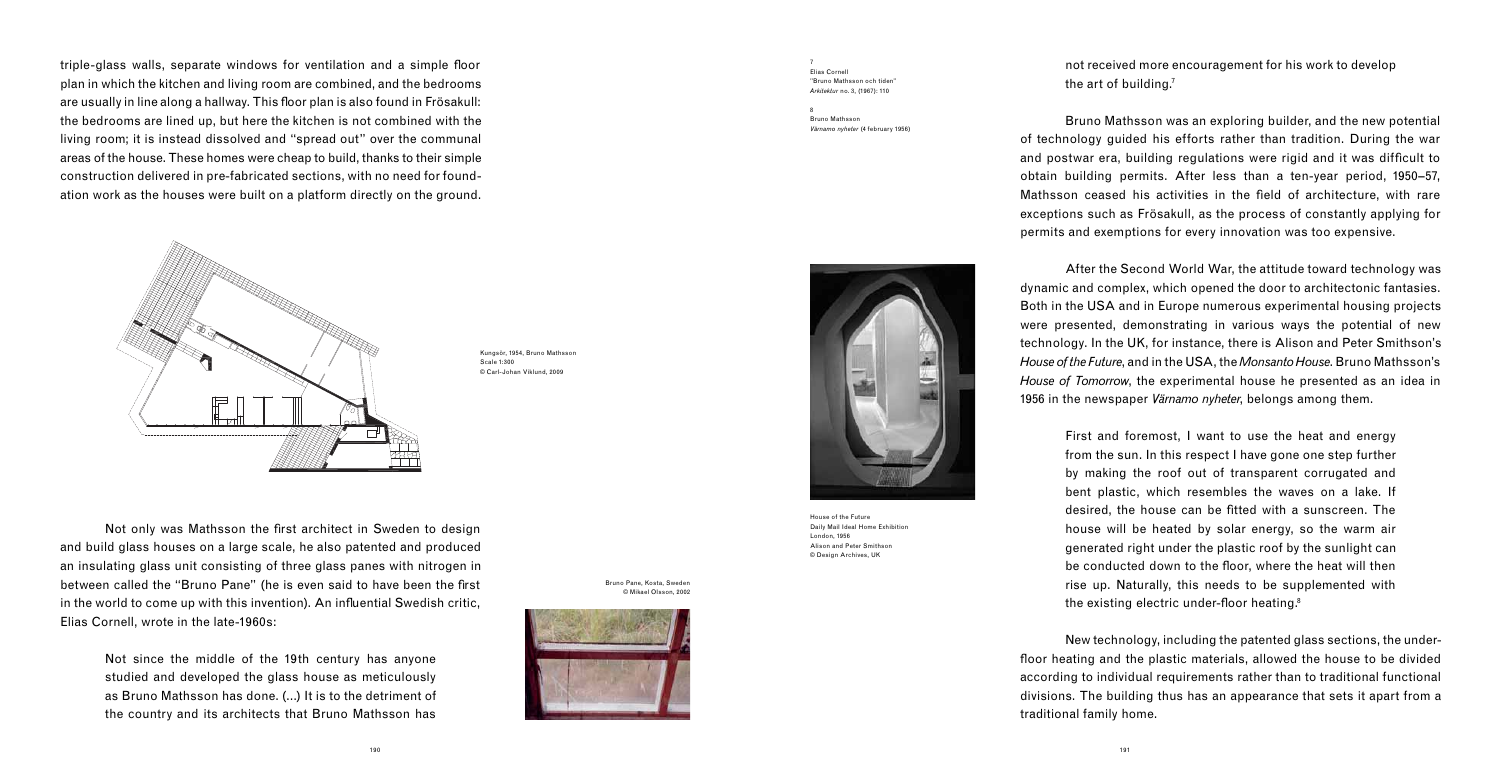triple-glass walls, separate windows for ventilation and a simple floor plan in which the kitchen and living room are combined, and the bedrooms are usually in line along a hallway. This floor plan is also found in Frösakull: the bedrooms are lined up, but here the kitchen is not combined with the living room; it is instead dissolved and "spread out" over the communal areas of the house. These homes were cheap to build, thanks to their simple construction delivered in pre-fabricated sections, with no need for foundation work as the houses were built on a platform directly on the ground.

Kungsör, 1954, Bruno Mathsson
Scale 1:300
© Carl-Johan Viklund, 2009

Not only was Mathsson the first architect in Sweden to design and build glass houses on a large scale, he also patented and produced an insulating glass unit consisting of three glass panes with nitrogen in between called the "Bruno Pane" (he is even said to have been the first in the world to come up with this invention). An influential Swedish critic, Elias Cornell, wrote in the late-1960s:

> Not since the middle of the 19th century has anyone studied and developed the glass house as meticulously as Bruno Mathsson has done. (...) It is to the detriment of the country and its architects that Bruno Mathsson has not received more encouragement for his work to develop the art of building.[7]

Bruno Pane, Kosta, Sweden
© Mikael Olsson, 2002

Bruno Mathsson was an exploring builder, and the new potential of technology guided his efforts rather than tradition. During the war and postwar era, building regulations were rigid and it was difficult to obtain building permits. After less than a ten-year period, 1950–57, Mathsson ceased his activities in the field of architecture, with rare exceptions such as Frösakull, as the process of constantly applying for permits and exemptions for every innovation was too expensive.

After the Second World War, the attitude toward technology was dynamic and complex, which opened the door to architectonic fantasies. Both in the USA and in Europe numerous experimental housing projects were presented, demonstrating in various ways the potential of new technology. In the UK, for instance, there is Alison and Peter Smithson's *House of the Future*, and in the USA, the *Monsanto House*. Bruno Mathsson's *House of Tomorrow*, the experimental house he presented as an idea in 1956 in the newspaper *Värnamo nyheter*, belongs among them.

House of the Future
Daily Mail Ideal Home Exhibition
London, 1956
Alison and Peter Smithson
© Design Archives, UK

> First and foremost, I want to use the heat and energy from the sun. In this respect I have gone one step further by making the roof out of transparent corrugated and bent plastic, which resembles the waves on a lake. If desired, the house can be fitted with a sunscreen. The house will be heated by solar energy, so the warm air generated right under the plastic roof by the sunlight can be conducted down to the floor, where the heat will then rise up. Naturally, this needs to be supplemented with the existing electric under-floor heating.[8]

New technology, including the patented glass sections, the under-floor heating and the plastic materials, allowed the house to be divided according to individual requirements rather than to traditional functional divisions. The building thus has an appearance that sets it apart from a traditional family home.

---

7
Elias Cornell
"Bruno Mathsson och tiden"
*Arkitektur* no. 3, (1967): 110

8
Bruno Mathsson
*Värnamo nyheter* (4 february 1956)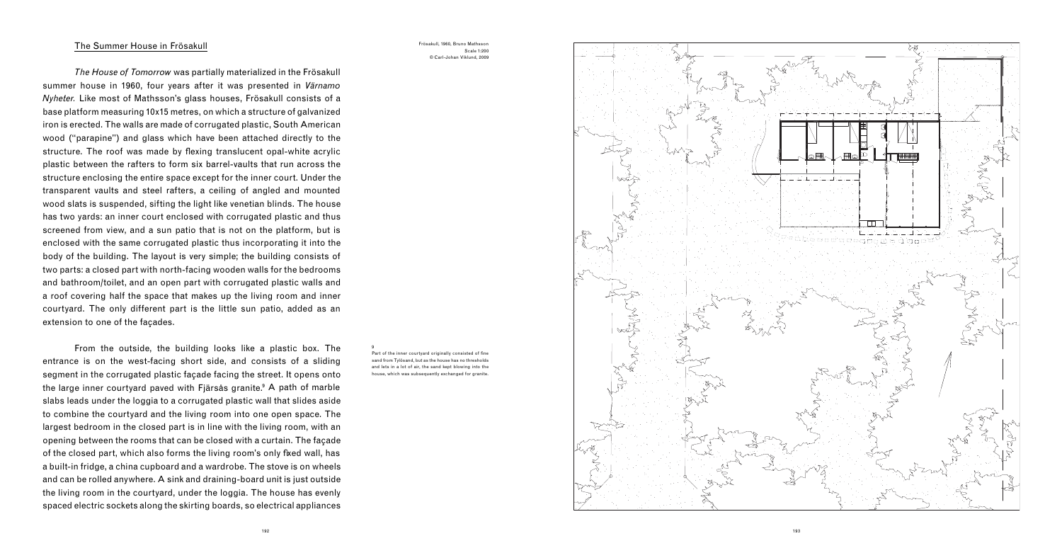## The Summer House in Frösakull

*The House of Tomorrow* was partially materialized in the Frösakull summer house in 1960, four years after it was presented in *Värnamo Nyheter.* Like most of Mathsson's glass houses, Frösakull consists of a base platform measuring 10x15 metres, on which a structure of galvanized iron is erected. The walls are made of corrugated plastic, South American wood ("parapine") and glass which have been attached directly to the structure. The roof was made by flexing translucent opal-white acrylic plastic between the rafters to form six barrel-vaults that run across the structure enclosing the entire space except for the inner court. Under the transparent vaults and steel rafters, a ceiling of angled and mounted wood slats is suspended, sifting the light like venetian blinds. The house has two yards: an inner court enclosed with corrugated plastic and thus screened from view, and a sun patio that is not on the platform, but is enclosed with the same corrugated plastic thus incorporating it into the body of the building. The layout is very simple; the building consists of two parts: a closed part with north-facing wooden walls for the bedrooms and bathroom/toilet, and an open part with corrugated plastic walls and a roof covering half the space that makes up the living room and inner courtyard. The only different part is the little sun patio, added as an extension to one of the façades.

From the outside, the building looks like a plastic box. The entrance is on the west-facing short side, and consists of a sliding segment in the corrugated plastic façade facing the street. It opens onto the large inner courtyard paved with Fjärsås granite.[9] A path of marble slabs leads under the loggia to a corrugated plastic wall that slides aside to combine the courtyard and the living room into one open space. The largest bedroom in the closed part is in line with the living room, with an opening between the rooms that can be closed with a curtain. The façade of the closed part, which also forms the living room's only fixed wall, has a built-in fridge, a china cupboard and a wardrobe. The stove is on wheels and can be rolled anywhere. A sink and draining-board unit is just outside the living room in the courtyard, under the loggia. The house has evenly spaced electric sockets along the skirting boards, so electrical appliances

Frösakull, 1960, Bruno Mathsson
Scale 1:200
© Carl-Johan Viklund, 2009

[9] Part of the inner courtyard originally consisted of fine sand from Tylösand, but as the house has no thresholds and lets in a lot of air, the sand kept blowing into the house, which was subsequently exchanged for granite.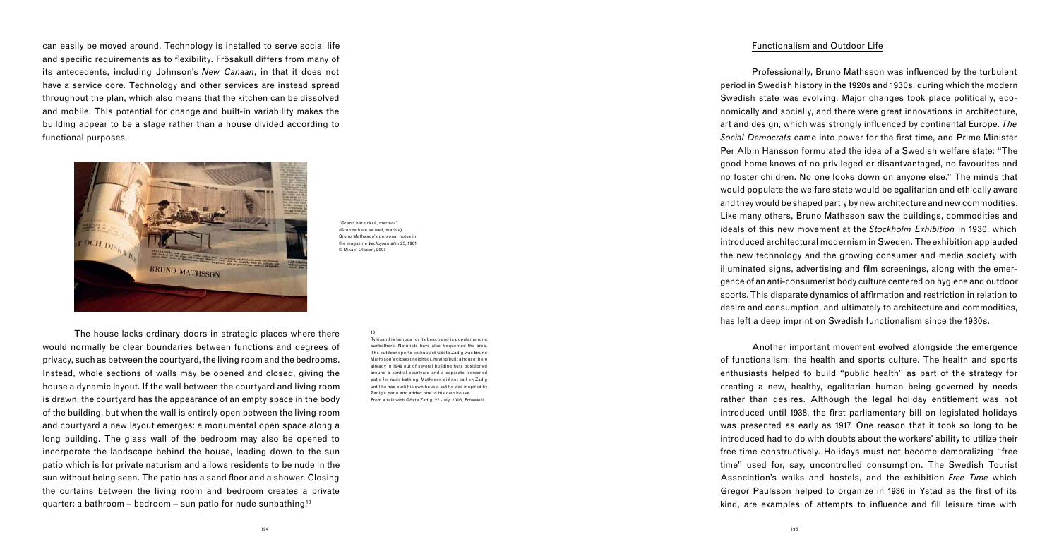can easily be moved around. Technology is installed to serve social life and specific requirements as to flexibility. Frösakull differs from many of its antecedents, including Johnson's *New Canaan*, in that it does not have a service core. Technology and other services are instead spread throughout the plan, which also means that the kitchen can be dissolved and mobile. This potential for change and built-in variability makes the building appear to be a stage rather than a house divided according to functional purposes.

"Granit här också, marmor" (Granite here as well, marble) Bruno Mathsson's personal notes in the magazine *Vecko-journalen* 25, 1961 © Mikael Olsson, 2003

The house lacks ordinary doors in strategic places where there would normally be clear boundaries between functions and degrees of privacy, such as between the courtyard, the living room and the bedrooms. Instead, whole sections of walls may be opened and closed, giving the house a dynamic layout. If the wall between the courtyard and living room is drawn, the courtyard has the appearance of an empty space in the body of the building, but when the wall is entirely open between the living room and courtyard a new layout emerges: a monumental open space along a long building. The glass wall of the bedroom may also be opened to incorporate the landscape behind the house, leading down to the sun patio which is for private naturism and allows residents to be nude in the sun without being seen. The patio has a sand floor and a shower. Closing the curtains between the living room and bedroom creates a private quarter: a bathroom – bedroom – sun patio for nude sunbathing.[10]

10 Tylösand is famous for its beach and is popular among sunbathers. Naturists have also frequented the area. The outdoor sports enthusiast Gösta Zadig was Bruno Mathsson's closest neighbor, having built a house there already in 1949 out of several building huts positioned around a central courtyard and a separate, screened patio for nude bathing. Mathsson did not call on Zadig until he had built his own house, but he was inspired by Zadig's patio and added one to his own house. From a talk with Gösta Zadig, 27 July, 2006, Frösakull.

## Functionalism and Outdoor Life

Professionally, Bruno Mathsson was influenced by the turbulent period in Swedish history in the 1920s and 1930s, during which the modern Swedish state was evolving. Major changes took place politically, economically and socially, and there were great innovations in architecture, art and design, which was strongly influenced by continental Europe. *The Social Democrats* came into power for the first time, and Prime Minister Per Albin Hansson formulated the idea of a Swedish welfare state: "The good home knows of no privileged or disantvantaged, no favourites and no foster children. No one looks down on anyone else." The minds that would populate the welfare state would be egalitarian and ethically aware and they would be shaped partly by new architecture and new commodities. Like many others, Bruno Mathsson saw the buildings, commodities and ideals of this new movement at the *Stockholm Exhibition* in 1930, which introduced architectural modernism in Sweden. The exhibition applauded the new technology and the growing consumer and media society with illuminated signs, advertising and film screenings, along with the emergence of an anti-consumerist body culture centered on hygiene and outdoor sports. This disparate dynamics of affirmation and restriction in relation to desire and consumption, and ultimately to architecture and commodities, has left a deep imprint on Swedish functionalism since the 1930s.

Another important movement evolved alongside the emergence of functionalism: the health and sports culture. The health and sports enthusiasts helped to build "public health" as part of the strategy for creating a new, healthy, egalitarian human being governed by needs rather than desires. Although the legal holiday entitlement was not introduced until 1938, the first parliamentary bill on legislated holidays was presented as early as 1917. One reason that it took so long to be introduced had to do with doubts about the workers' ability to utilize their free time constructively. Holidays must not become demoralizing "free time" used for, say, uncontrolled consumption. The Swedish Tourist Association's walks and hostels, and the exhibition *Free Time* which Gregor Paulsson helped to organize in 1936 in Ystad as the first of its kind, are examples of attempts to influence and fill leisure time with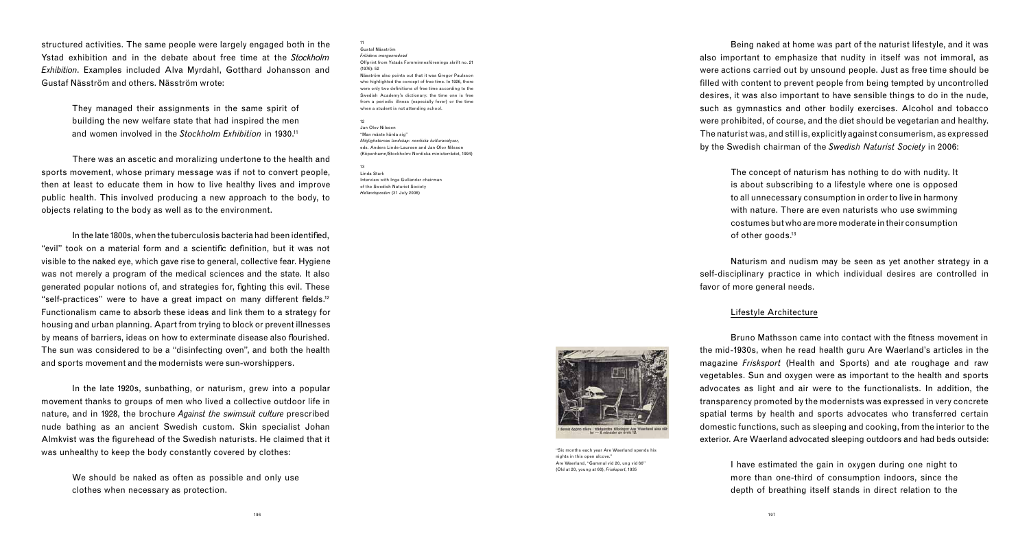structured activities. The same people were largely engaged both in the Ystad exhibition and in the debate about free time at the *Stockholm Exhibition*. Examples included Alva Myrdahl, Gotthard Johansson and Gustaf Näsström and others. Näsström wrote:

> They managed their assignments in the same spirit of building the new welfare state that had inspired the men and women involved in the *Stockholm Exhibition* in 1930.[11]

There was an ascetic and moralizing undertone to the health and sports movement, whose primary message was if not to convert people, then at least to educate them in how to live healthy lives and improve public health. This involved producing a new approach to the body, to objects relating to the body as well as to the environment.

In the late 1800s, when the tuberculosis bacteria had been identified, "evil" took on a material form and a scientific definition, but it was not visible to the naked eye, which gave rise to general, collective fear. Hygiene was not merely a program of the medical sciences and the state. It also generated popular notions of, and strategies for, fighting this evil. These "self-practices" were to have a great impact on many different fields.[12] Functionalism came to absorb these ideas and link them to a strategy for housing and urban planning. Apart from trying to block or prevent illnesses by means of barriers, ideas on how to exterminate disease also flourished. The sun was considered to be a "disinfecting oven", and both the health and sports movement and the modernists were sun-worshippers.

In the late 1920s, sunbathing, or naturism, grew into a popular movement thanks to groups of men who lived a collective outdoor life in nature, and in 1928, the brochure *Against the swimsuit culture* prescribed nude bathing as an ancient Swedish custom. Skin specialist Johan Almkvist was the figurehead of the Swedish naturists. He claimed that it was unhealthy to keep the body constantly covered by clothes:

> We should be naked as often as possible and only use clothes when necessary as protection.

11
Gustaf Näsström
*Fridens morgonrodnad*
Offprint from Ystads Fornminnesförenings skrift no. 21 (1976): 52
Näsström also points out that it was Gregor Paulsson who highlighted the concept of free time. In 1926, there were only two definitions of free time according to the Swedish Academy's dictionary: the time one is free from a periodic illness (especially fever) or the time when a student is not attending school.

12
Jan Olov Nilsson
"Man måste härda sig"
*Möjligheternas landskap: nordiska kulturanalyser*, eds. Anders Linde-Laursen and Jan Olov Nilsson (Köpenhamn/Stockholm: Nordiska ministerrådet, 1994)

13
Linda Stark
Interview with Inge Gullander chairman of the Swedish Naturist Society
*Hallandsposten* (31 July 2006)

"Six months each year Are Waerland spends his nights in this open alcove."
Are Waerland, "Gammal vid 20, ung vid 60" (Old at 20, young at 60), *Frisksport*, 1935

Being naked at home was part of the naturist lifestyle, and it was also important to emphasize that nudity in itself was not immoral, as were actions carried out by unsound people. Just as free time should be filled with content to prevent people from being tempted by uncontrolled desires, it was also important to have sensible things to do in the nude, such as gymnastics and other bodily exercises. Alcohol and tobacco were prohibited, of course, and the diet should be vegetarian and healthy. The naturist was, and still is, explicitly against consumerism, as expressed by the Swedish chairman of the *Swedish Naturist Society* in 2006:

> The concept of naturism has nothing to do with nudity. It is about subscribing to a lifestyle where one is opposed to all unnecessary consumption in order to live in harmony with nature. There are even naturists who use swimming costumes but who are more moderate in their consumption of other goods.[13]

Naturism and nudism may be seen as yet another strategy in a self-disciplinary practice in which individual desires are controlled in favor of more general needs.

## Lifestyle Architecture

Bruno Mathsson came into contact with the fitness movement in the mid-1930s, when he read health guru Are Waerland's articles in the magazine *Frisksport* (Health and Sports) and ate roughage and raw vegetables. Sun and oxygen were as important to the health and sports advocates as light and air were to the functionalists. In addition, the transparency promoted by the modernists was expressed in very concrete spatial terms by health and sports advocates who transferred certain domestic functions, such as sleeping and cooking, from the interior to the exterior. Are Waerland advocated sleeping outdoors and had beds outside:

> I have estimated the gain in oxygen during one night to more than one-third of consumption indoors, since the depth of breathing itself stands in direct relation to the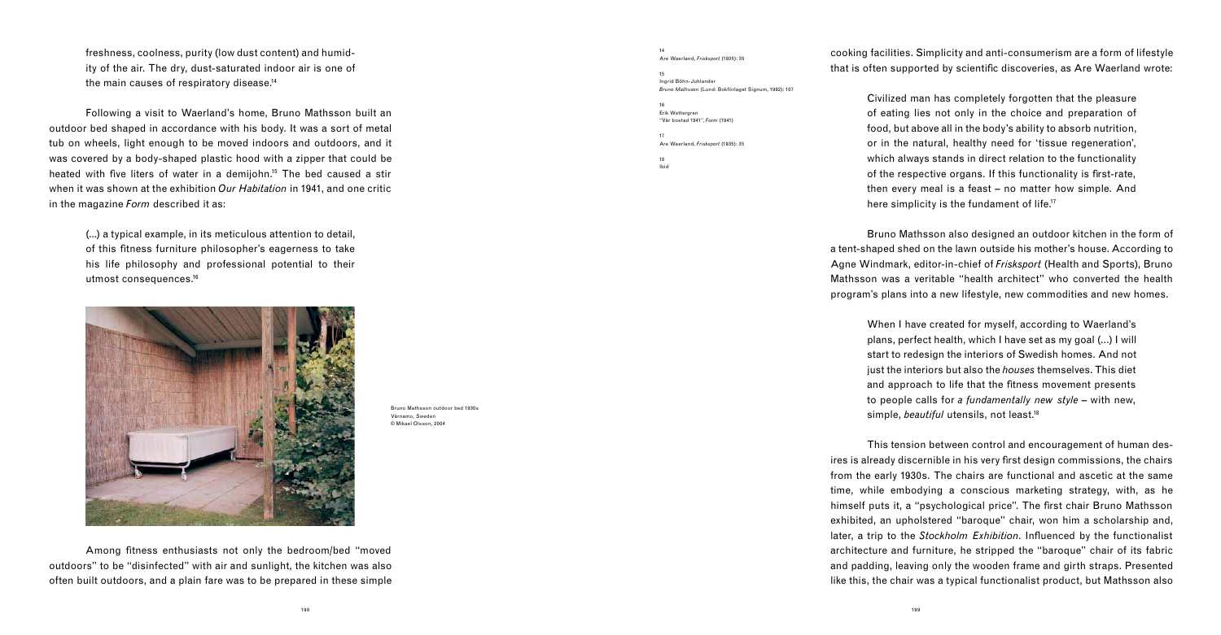freshness, coolness, purity (low dust content) and humidity of the air. The dry, dust-saturated indoor air is one of the main causes of respiratory disease.[14]

Following a visit to Waerland's home, Bruno Mathsson built an outdoor bed shaped in accordance with his body. It was a sort of metal tub on wheels, light enough to be moved indoors and outdoors, and it was covered by a body-shaped plastic hood with a zipper that could be heated with five liters of water in a demijohn.[15] The bed caused a stir when it was shown at the exhibition *Our Habitation* in 1941, and one critic in the magazine *Form* described it as:

> (...) a typical example, in its meticulous attention to detail, of this fitness furniture philosopher's eagerness to take his life philosophy and professional potential to their utmost consequences.[16]

Bruno Mathsson outdoor bed 1930s
Värnamo, Sweden
© Mikael Olsson, 2004

Among fitness enthusiasts not only the bedroom/bed "moved outdoors" to be "disinfected" with air and sunlight, the kitchen was also often built outdoors, and a plain fare was to be prepared in these simple cooking facilities. Simplicity and anti-consumerism are a form of lifestyle that is often supported by scientific discoveries, as Are Waerland wrote:

> Civilized man has completely forgotten that the pleasure of eating lies not only in the choice and preparation of food, but above all in the body's ability to absorb nutrition, or in the natural, healthy need for 'tissue regeneration', which always stands in direct relation to the functionality of the respective organs. If this functionality is first-rate, then every meal is a feast – no matter how simple. And here simplicity is the fundament of life.[17]

Bruno Mathsson also designed an outdoor kitchen in the form of a tent-shaped shed on the lawn outside his mother's house. According to Agne Windmark, editor-in-chief of *Frisksport* (Health and Sports), Bruno Mathsson was a veritable "health architect" who converted the health program's plans into a new lifestyle, new commodities and new homes.

> When I have created for myself, according to Waerland's plans, perfect health, which I have set as my goal (...) I will start to redesign the interiors of Swedish homes. And not just the interiors but also the *houses* themselves. This diet and approach to life that the fitness movement presents to people calls for *a fundamentally new style* – with new, simple, *beautiful* utensils, not least.[18]

This tension between control and encouragement of human desires is already discernible in his very first design commissions, the chairs from the early 1930s. The chairs are functional and ascetic at the same time, while embodying a conscious marketing strategy, with, as he himself puts it, a "psychological price". The first chair Bruno Mathsson exhibited, an upholstered "baroque" chair, won him a scholarship and, later, a trip to the *Stockholm Exhibition*. Influenced by the functionalist architecture and furniture, he stripped the "baroque" chair of its fabric and padding, leaving only the wooden frame and girth straps. Presented like this, the chair was a typical functionalist product, but Mathsson also

---

14
Are Waerland, *Frisksport* (1935): 35

15
Ingrid Böhn-Juhlander
*Bruno Mathsson* (Lund: Bokförlaget Signum, 1992): 107

16
Erik Wettergren
"Vår bostad 1941", *Form* (1941)

17
Are Waerland, *Frisksport* (1935): 35

18
Ibid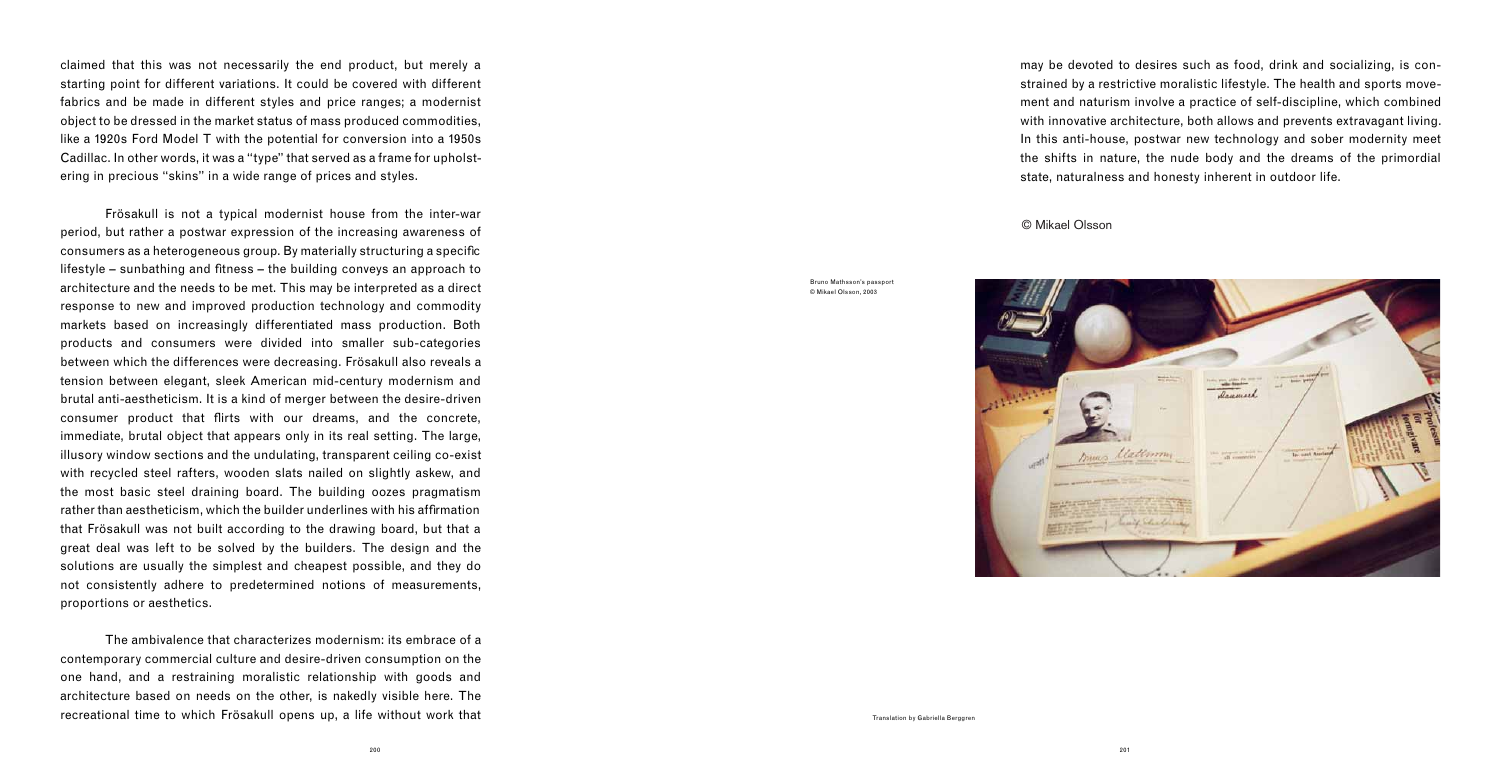claimed that this was not necessarily the end product, but merely a starting point for different variations. It could be covered with different fabrics and be made in different styles and price ranges; a modernist object to be dressed in the market status of mass produced commodities, like a 1920s Ford Model T with the potential for conversion into a 1950s Cadillac. In other words, it was a "type" that served as a frame for upholstering in precious "skins" in a wide range of prices and styles.

Frösakull is not a typical modernist house from the inter-war period, but rather a postwar expression of the increasing awareness of consumers as a heterogeneous group. By materially structuring a specific lifestyle – sunbathing and fitness – the building conveys an approach to architecture and the needs to be met. This may be interpreted as a direct response to new and improved production technology and commodity markets based on increasingly differentiated mass production. Both products and consumers were divided into smaller sub-categories between which the differences were decreasing. Frösakull also reveals a tension between elegant, sleek American mid-century modernism and brutal anti-aestheticism. It is a kind of merger between the desire-driven consumer product that flirts with our dreams, and the concrete, immediate, brutal object that appears only in its real setting. The large, illusory window sections and the undulating, transparent ceiling co-exist with recycled steel rafters, wooden slats nailed on slightly askew, and the most basic steel draining board. The building oozes pragmatism rather than aestheticism, which the builder underlines with his affirmation that Frösakull was not built according to the drawing board, but that a great deal was left to be solved by the builders. The design and the solutions are usually the simplest and cheapest possible, and they do not consistently adhere to predetermined notions of measurements, proportions or aesthetics.

The ambivalence that characterizes modernism: its embrace of a contemporary commercial culture and desire-driven consumption on the one hand, and a restraining moralistic relationship with goods and architecture based on needs on the other, is nakedly visible here. The recreational time to which Frösakull opens up, a life without work that may be devoted to desires such as food, drink and socializing, is constrained by a restrictive moralistic lifestyle. The health and sports movement and naturism involve a practice of self-discipline, which combined with innovative architecture, both allows and prevents extravagant living. In this anti-house, postwar new technology and sober modernity meet the shifts in nature, the nude body and the dreams of the primordial state, naturalness and honesty inherent in outdoor life.

© Mikael Olsson

Bruno Mathsson's passport
© Mikael Olsson, 2003

Translation by Gabriella Berggren